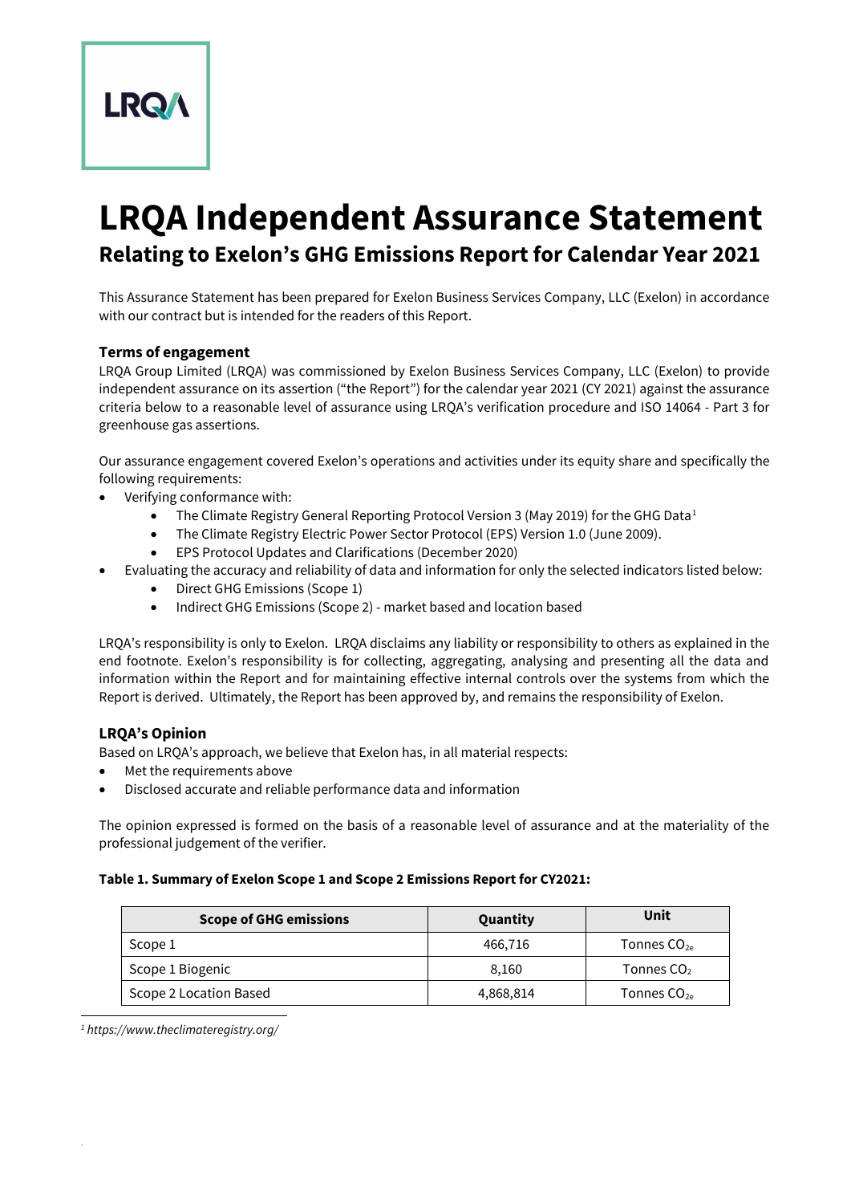# LRQA Independent Assurance Statement

## Relating to Exelon's GHG Emissions Report for Calendar Year 2021

This Assurance Statement has been prepared for Exelon Business Services Company, LLC (Exelon) in accordance with our contract but is intended for the readers of this Report.

### Terms of engagement

LRQA Group Limited (LRQA) was commissioned by Exelon Business Services Company, LLC (Exelon) to provide independent assurance on its assertion ("the Report") for the calendar year 2021 (CY 2021) against the assurance criteria below to a reasonable level of assurance using LRQA's verification procedure and ISO 14064 - Part 3 for greenhouse gas assertions.

Our assurance engagement covered Exelon's operations and activities under its equity share and specifically the following requirements:

- Verifying conformance with:
  - The Climate Registry General Reporting Protocol Version 3 (May 2019) for the GHG Data[1]
  - The Climate Registry Electric Power Sector Protocol (EPS) Version 1.0 (June 2009).
  - EPS Protocol Updates and Clarifications (December 2020)
- Evaluating the accuracy and reliability of data and information for only the selected indicators listed below:
  - Direct GHG Emissions (Scope 1)
  - Indirect GHG Emissions (Scope 2) - market based and location based

LRQA's responsibility is only to Exelon. LRQA disclaims any liability or responsibility to others as explained in the end footnote. Exelon's responsibility is for collecting, aggregating, analysing and presenting all the data and information within the Report and for maintaining effective internal controls over the systems from which the Report is derived. Ultimately, the Report has been approved by, and remains the responsibility of Exelon.

### LRQA's Opinion

Based on LRQA's approach, we believe that Exelon has, in all material respects:

- Met the requirements above
- Disclosed accurate and reliable performance data and information

The opinion expressed is formed on the basis of a reasonable level of assurance and at the materiality of the professional judgement of the verifier.

**Table 1. Summary of Exelon Scope 1 and Scope 2 Emissions Report for CY2021:**

| Scope of GHG emissions | Quantity | Unit |
|---|---|---|
| Scope 1 | 466,716 | Tonnes $CO_{2e}$ |
| Scope 1 Biogenic | 8,160 | Tonnes $CO_2$ |
| Scope 2 Location Based | 4,868,814 | Tonnes $CO_{2e}$ |

[1] *https://www.theclimateregistry.org/*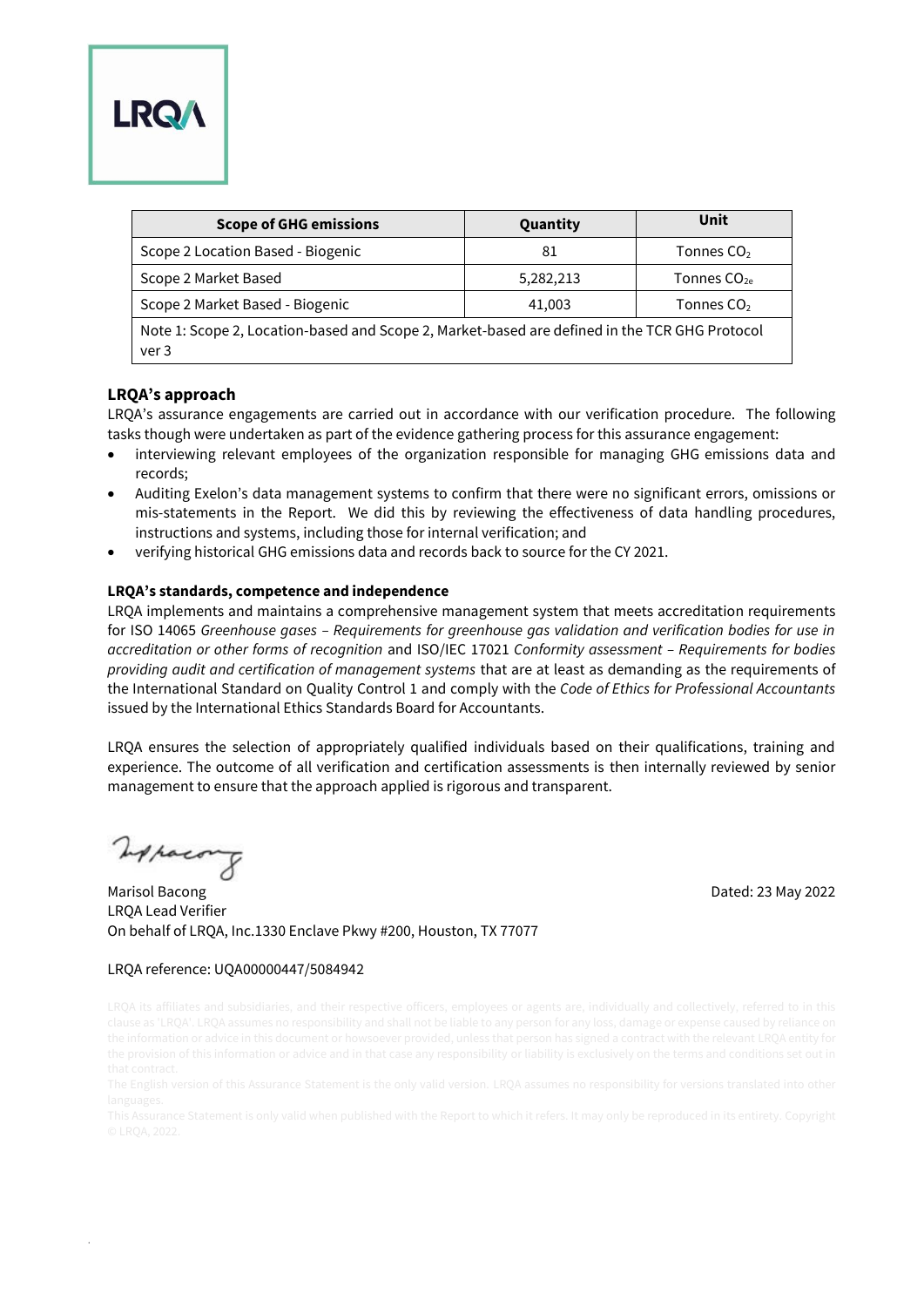| Scope of GHG emissions | Quantity | Unit |
|---|---|---|
| Scope 2 Location Based - Biogenic | 81 | Tonnes $CO_2$ |
| Scope 2 Market Based | 5,282,213 | Tonnes $CO_{2e}$ |
| Scope 2 Market Based - Biogenic | 41,003 | Tonnes $CO_2$ |
| Note 1: Scope 2, Location-based and Scope 2, Market-based are defined in the TCR GHG Protocol ver 3 | | |

## LRQA's approach

LRQA's assurance engagements are carried out in accordance with our verification procedure. The following tasks though were undertaken as part of the evidence gathering process for this assurance engagement:

- interviewing relevant employees of the organization responsible for managing GHG emissions data and records;
- Auditing Exelon's data management systems to confirm that there were no significant errors, omissions or mis-statements in the Report. We did this by reviewing the effectiveness of data handling procedures, instructions and systems, including those for internal verification; and
- verifying historical GHG emissions data and records back to source for the CY 2021.

### LRQA's standards, competence and independence

LRQA implements and maintains a comprehensive management system that meets accreditation requirements for ISO 14065 *Greenhouse gases – Requirements for greenhouse gas validation and verification bodies for use in accreditation or other forms of recognition* and ISO/IEC 17021 *Conformity assessment – Requirements for bodies providing audit and certification of management systems* that are at least as demanding as the requirements of the International Standard on Quality Control 1 and comply with the *Code of Ethics for Professional Accountants* issued by the International Ethics Standards Board for Accountants.

LRQA ensures the selection of appropriately qualified individuals based on their qualifications, training and experience. The outcome of all verification and certification assessments is then internally reviewed by senior management to ensure that the approach applied is rigorous and transparent.

Marisol Bacong
LRQA Lead Verifier
On behalf of LRQA, Inc.1330 Enclave Pkwy #200, Houston, TX 77077

Dated: 23 May 2022

LRQA reference: UQA00000447/5084942

LRQA its affiliates and subsidiaries, and their respective officers, employees or agents are, individually and collectively, referred to in this clause as 'LRQA'. LRQA assumes no responsibility and shall not be liable to any person for any loss, damage or expense caused by reliance on the information or advice in this document or howsoever provided, unless that person has signed a contract with the relevant LRQA entity for the provision of this information or advice and in that case any responsibility or liability is exclusively on the terms and conditions set out in that contract.

The English version of this Assurance Statement is the only valid version. LRQA assumes no responsibility for versions translated into other languages.

This Assurance Statement is only valid when published with the Report to which it refers. It may only be reproduced in its entirety. Copyright © LRQA, 2022.